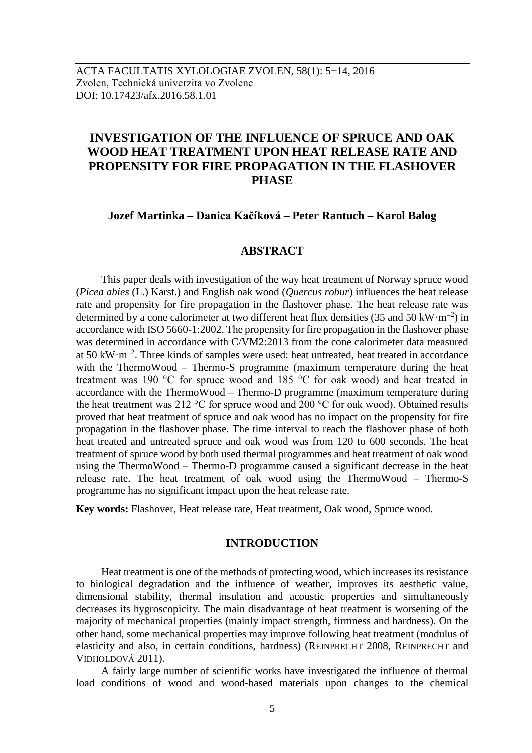# INVESTIGATION OF THE INFLUENCE OF SPRUCE AND OAK WOOD HEAT TREATMENT UPON HEAT RELEASE RATE AND PROPENSITY FOR FIRE PROPAGATION IN THE FLASHOVER PHASE

**Jozef Martinka – Danica Kačíková – Peter Rantuch – Karol Balog**

## ABSTRACT

This paper deals with investigation of the way heat treatment of Norway spruce wood (*Picea abies* (L.) Karst.) and English oak wood (*Quercus robur*) influences the heat release rate and propensity for fire propagation in the flashover phase. The heat release rate was determined by a cone calorimeter at two different heat flux densities (35 and 50 $kW \cdot m^{-2}$) in accordance with ISO 5660-1:2002. The propensity for fire propagation in the flashover phase was determined in accordance with C/VM2:2013 from the cone calorimeter data measured at 50 $kW \cdot m^{-2}$. Three kinds of samples were used: heat untreated, heat treated in accordance with the ThermoWood – Thermo-S programme (maximum temperature during the heat treatment was 190 °C for spruce wood and 185 °C for oak wood) and heat treated in accordance with the ThermoWood – Thermo-D programme (maximum temperature during the heat treatment was 212 °C for spruce wood and 200 °C for oak wood). Obtained results proved that heat treatment of spruce and oak wood has no impact on the propensity for fire propagation in the flashover phase. The time interval to reach the flashover phase of both heat treated and untreated spruce and oak wood was from 120 to 600 seconds. The heat treatment of spruce wood by both used thermal programmes and heat treatment of oak wood using the ThermoWood – Thermo-D programme caused a significant decrease in the heat release rate. The heat treatment of oak wood using the ThermoWood – Thermo-S programme has no significant impact upon the heat release rate.

**Key words:** Flashover, Heat release rate, Heat treatment, Oak wood, Spruce wood.

## INTRODUCTION

Heat treatment is one of the methods of protecting wood, which increases its resistance to biological degradation and the influence of weather, improves its aesthetic value, dimensional stability, thermal insulation and acoustic properties and simultaneously decreases its hygroscopicity. The main disadvantage of heat treatment is worsening of the majority of mechanical properties (mainly impact strength, firmness and hardness). On the other hand, some mechanical properties may improve following heat treatment (modulus of elasticity and also, in certain conditions, hardness) (Reinprecht 2008, Reinprecht and Vidholdová 2011).

A fairly large number of scientific works have investigated the influence of thermal load conditions of wood and wood-based materials upon changes to the chemical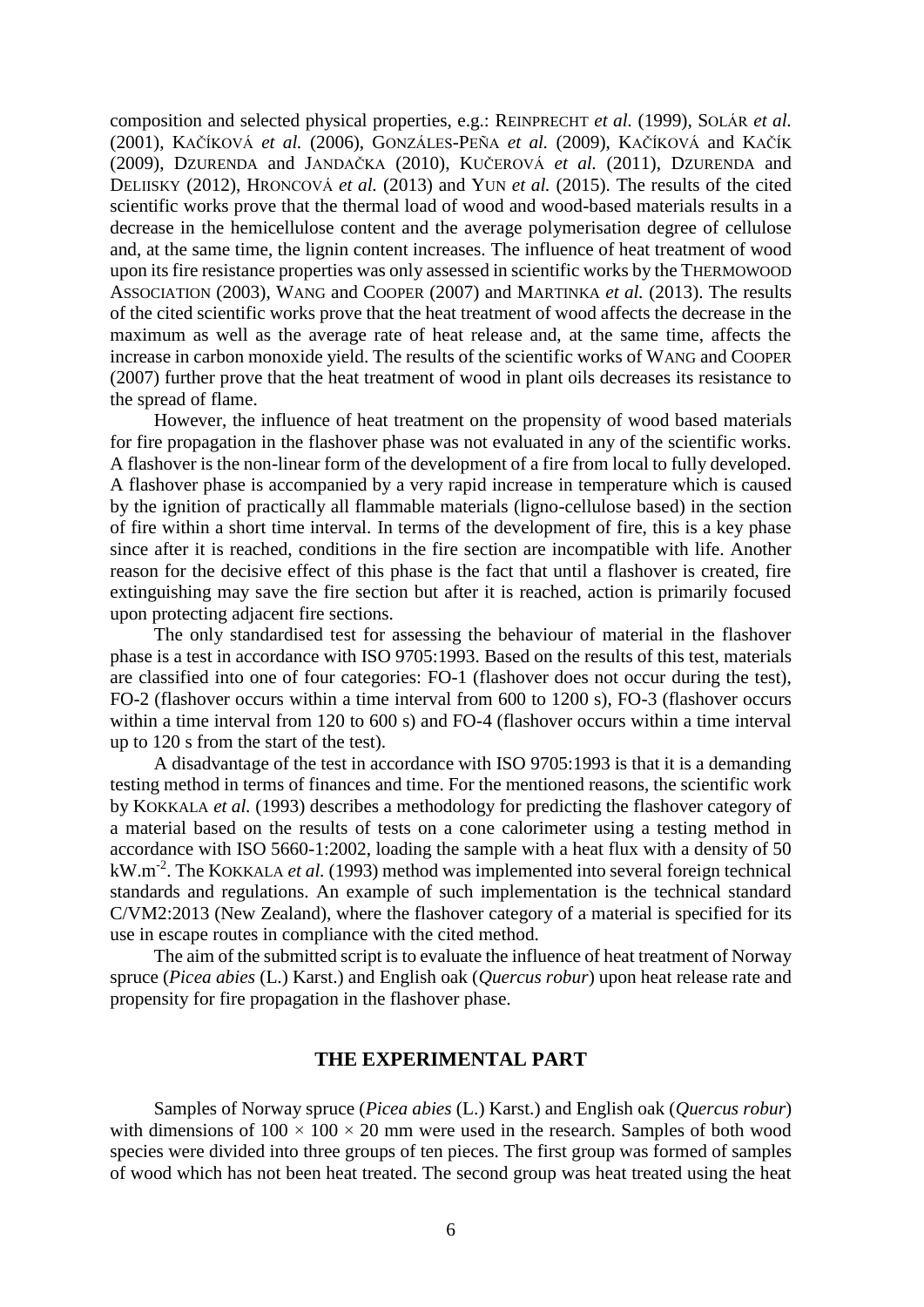composition and selected physical properties, e.g.: REINPRECHT *et al.* (1999), SOLÁR *et al.* (2001), KAČÍKOVÁ *et al.* (2006), GONZÁLES-PEÑA *et al.* (2009), KAČÍKOVÁ and KAČÍK (2009), DZURENDA and JANDAČKA (2010), KUČEROVÁ *et al.* (2011), DZURENDA and DELIISKY (2012), HRONCOVÁ *et al.* (2013) and YUN *et al.* (2015). The results of the cited scientific works prove that the thermal load of wood and wood-based materials results in a decrease in the hemicellulose content and the average polymerisation degree of cellulose and, at the same time, the lignin content increases. The influence of heat treatment of wood upon its fire resistance properties was only assessed in scientific works by the THERMOWOOD ASSOCIATION (2003), WANG and COOPER (2007) and MARTINKA *et al.* (2013). The results of the cited scientific works prove that the heat treatment of wood affects the decrease in the maximum as well as the average rate of heat release and, at the same time, affects the increase in carbon monoxide yield. The results of the scientific works of WANG and COOPER (2007) further prove that the heat treatment of wood in plant oils decreases its resistance to the spread of flame.

However, the influence of heat treatment on the propensity of wood based materials for fire propagation in the flashover phase was not evaluated in any of the scientific works. A flashover is the non-linear form of the development of a fire from local to fully developed. A flashover phase is accompanied by a very rapid increase in temperature which is caused by the ignition of practically all flammable materials (ligno-cellulose based) in the section of fire within a short time interval. In terms of the development of fire, this is a key phase since after it is reached, conditions in the fire section are incompatible with life. Another reason for the decisive effect of this phase is the fact that until a flashover is created, fire extinguishing may save the fire section but after it is reached, action is primarily focused upon protecting adjacent fire sections.

The only standardised test for assessing the behaviour of material in the flashover phase is a test in accordance with ISO 9705:1993. Based on the results of this test, materials are classified into one of four categories: FO-1 (flashover does not occur during the test), FO-2 (flashover occurs within a time interval from 600 to 1200 s), FO-3 (flashover occurs within a time interval from 120 to 600 s) and FO-4 (flashover occurs within a time interval up to 120 s from the start of the test).

A disadvantage of the test in accordance with ISO 9705:1993 is that it is a demanding testing method in terms of finances and time. For the mentioned reasons, the scientific work by KOKKALA *et al.* (1993) describes a methodology for predicting the flashover category of a material based on the results of tests on a cone calorimeter using a testing method in accordance with ISO 5660-1:2002, loading the sample with a heat flux with a density of 50 $kW.m^{-2}$. The KOKKALA *et al.* (1993) method was implemented into several foreign technical standards and regulations. An example of such implementation is the technical standard C/VM2:2013 (New Zealand), where the flashover category of a material is specified for its use in escape routes in compliance with the cited method.

The aim of the submitted script is to evaluate the influence of heat treatment of Norway spruce (*Picea abies* (L.) Karst.) and English oak (*Quercus robur*) upon heat release rate and propensity for fire propagation in the flashover phase.

## THE EXPERIMENTAL PART

Samples of Norway spruce (*Picea abies* (L.) Karst.) and English oak (*Quercus robur*) with dimensions of 100 × 100 × 20 mm were used in the research. Samples of both wood species were divided into three groups of ten pieces. The first group was formed of samples of wood which has not been heat treated. The second group was heat treated using the heat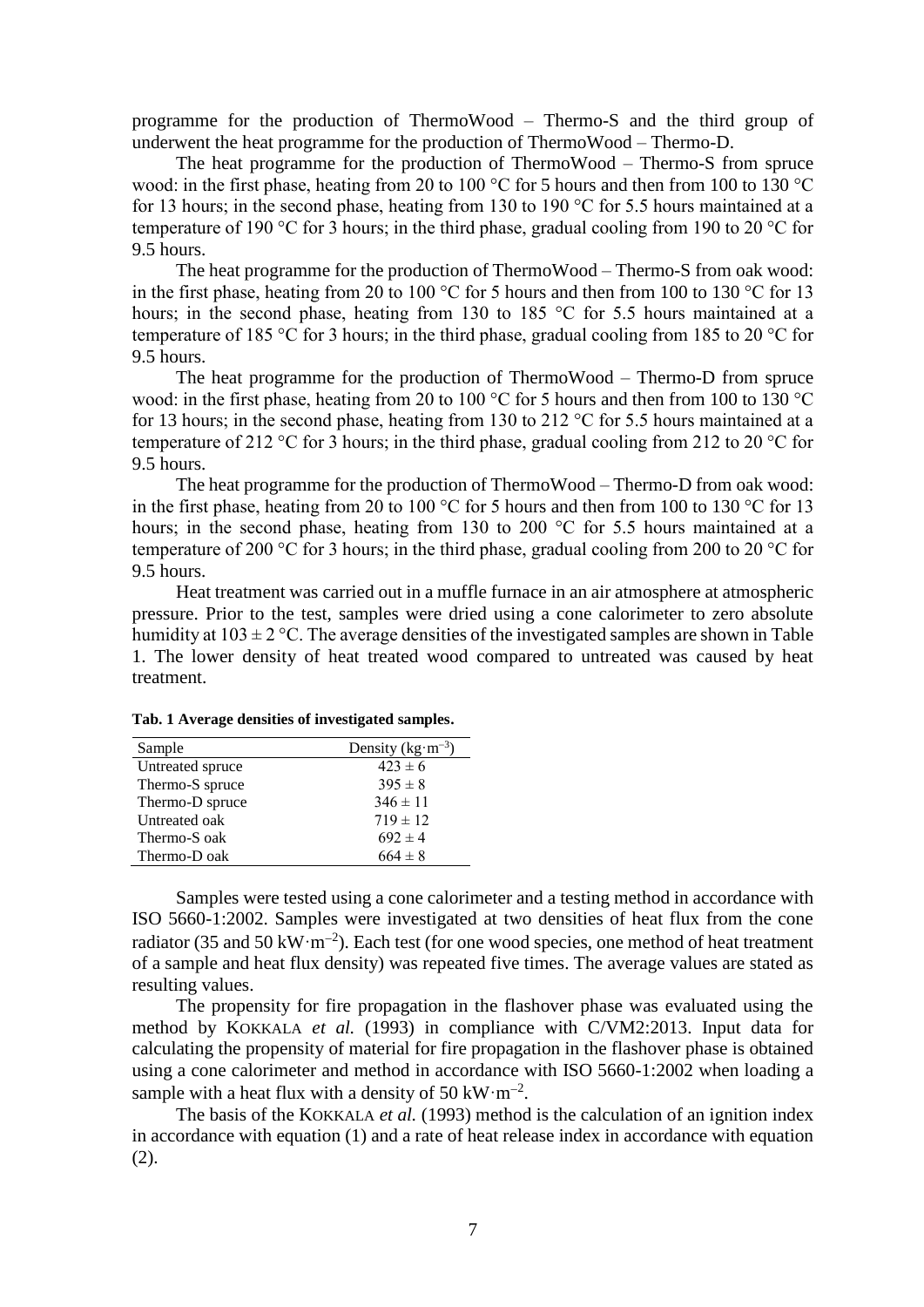programme for the production of ThermoWood – Thermo-S and the third group of underwent the heat programme for the production of ThermoWood – Thermo-D.

The heat programme for the production of ThermoWood – Thermo-S from spruce wood: in the first phase, heating from 20 to 100 °C for 5 hours and then from 100 to 130 °C for 13 hours; in the second phase, heating from 130 to 190 °C for 5.5 hours maintained at a temperature of 190 °C for 3 hours; in the third phase, gradual cooling from 190 to 20 °C for 9.5 hours.

The heat programme for the production of ThermoWood – Thermo-S from oak wood: in the first phase, heating from 20 to 100 °C for 5 hours and then from 100 to 130 °C for 13 hours; in the second phase, heating from 130 to 185 °C for 5.5 hours maintained at a temperature of 185 °C for 3 hours; in the third phase, gradual cooling from 185 to 20 °C for 9.5 hours.

The heat programme for the production of ThermoWood – Thermo-D from spruce wood: in the first phase, heating from 20 to 100 °C for 5 hours and then from 100 to 130 °C for 13 hours; in the second phase, heating from 130 to 212 °C for 5.5 hours maintained at a temperature of 212 °C for 3 hours; in the third phase, gradual cooling from 212 to 20 °C for 9.5 hours.

The heat programme for the production of ThermoWood – Thermo-D from oak wood: in the first phase, heating from 20 to 100 °C for 5 hours and then from 100 to 130 °C for 13 hours; in the second phase, heating from 130 to 200 °C for 5.5 hours maintained at a temperature of 200 °C for 3 hours; in the third phase, gradual cooling from 200 to 20 °C for 9.5 hours.

Heat treatment was carried out in a muffle furnace in an air atmosphere at atmospheric pressure. Prior to the test, samples were dried using a cone calorimeter to zero absolute humidity at 103 ± 2 °C. The average densities of the investigated samples are shown in Table 1. The lower density of heat treated wood compared to untreated was caused by heat treatment.

**Tab. 1 Average densities of investigated samples.**

| Sample | Density ($kg\cdot m^{-3}$) |
|---|---|
| Untreated spruce | 423 ± 6 |
| Thermo-S spruce | 395 ± 8 |
| Thermo-D spruce | 346 ± 11 |
| Untreated oak | 719 ± 12 |
| Thermo-S oak | 692 ± 4 |
| Thermo-D oak | 664 ± 8 |

Samples were tested using a cone calorimeter and a testing method in accordance with ISO 5660-1:2002. Samples were investigated at two densities of heat flux from the cone radiator (35 and 50 $kW\cdot m^{-2}$). Each test (for one wood species, one method of heat treatment of a sample and heat flux density) was repeated five times. The average values are stated as resulting values.

The propensity for fire propagation in the flashover phase was evaluated using the method by KOKKALA *et al.* (1993) in compliance with C/VM2:2013. Input data for calculating the propensity of material for fire propagation in the flashover phase is obtained using a cone calorimeter and method in accordance with ISO 5660-1:2002 when loading a sample with a heat flux with a density of 50 $kW\cdot m^{-2}$.

The basis of the KOKKALA *et al.* (1993) method is the calculation of an ignition index in accordance with equation (1) and a rate of heat release index in accordance with equation (2).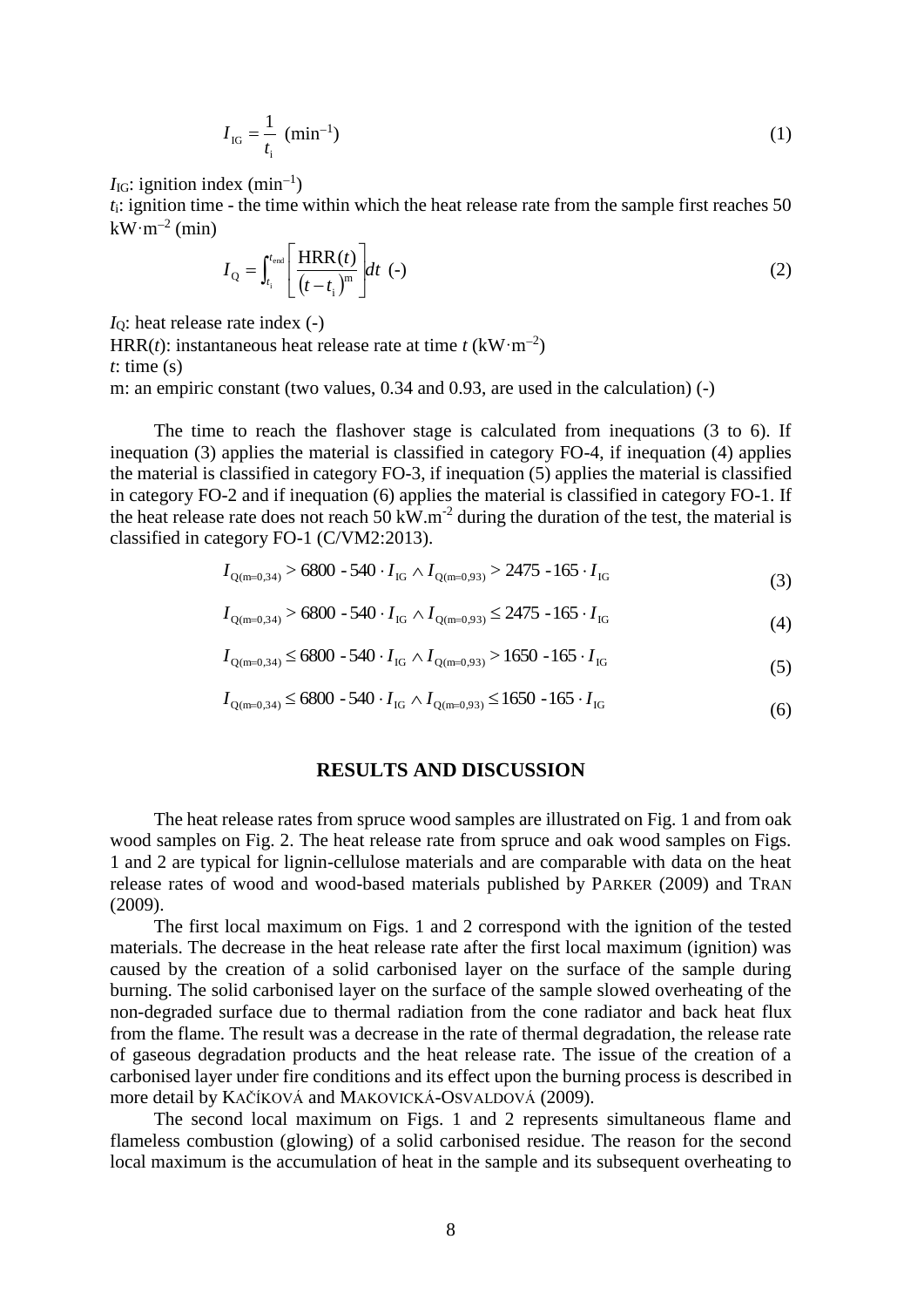$$I_{\mathrm{IG}} = \frac{1}{t_{\mathrm{i}}} \ (\mathrm{min}^{-1}) \tag{1}$$

$I_{\mathrm{IG}}$: ignition index ($\mathrm{min}^{-1}$)
$t_{\mathrm{i}}$: ignition time - the time within which the heat release rate from the sample first reaches 50 $\mathrm{kW{\cdot}m^{-2}}$ (min)

$$I_{\mathrm{Q}} = \int_{t_{\mathrm{i}}}^{t_{\mathrm{end}}} \left[ \frac{\mathrm{HRR}(t)}{\left(t - t_{\mathrm{i}}\right)^{\mathrm{m}}} \right] dt \ (\text{-}) \tag{2}$$

$I_{\mathrm{Q}}$: heat release rate index (-)
$\mathrm{HRR}(t)$: instantaneous heat release rate at time $t$ ($\mathrm{kW{\cdot}m^{-2}}$)
$t$: time (s)
m: an empiric constant (two values, 0.34 and 0.93, are used in the calculation) (-)

The time to reach the flashover stage is calculated from inequations (3 to 6). If inequation (3) applies the material is classified in category FO-4, if inequation (4) applies the material is classified in category FO-3, if inequation (5) applies the material is classified in category FO-2 and if inequation (6) applies the material is classified in category FO-1. If the heat release rate does not reach 50 $\mathrm{kW.m^{-2}}$ during the duration of the test, the material is classified in category FO-1 (C/VM2:2013).

$$I_{\mathrm{Q(m=0,34)}} > 6800 - 540 \cdot I_{\mathrm{IG}} \wedge I_{\mathrm{Q(m=0,93)}} > 2475 - 165 \cdot I_{\mathrm{IG}} \tag{3}$$

$$I_{\mathrm{Q(m=0,34)}} > 6800 - 540 \cdot I_{\mathrm{IG}} \wedge I_{\mathrm{Q(m=0,93)}} \leq 2475 - 165 \cdot I_{\mathrm{IG}} \tag{4}$$

$$I_{\mathrm{Q(m=0,34)}} \leq 6800 - 540 \cdot I_{\mathrm{IG}} \wedge I_{\mathrm{Q(m=0,93)}} > 1650 - 165 \cdot I_{\mathrm{IG}} \tag{5}$$

$$I_{\mathrm{Q(m=0,34)}} \leq 6800 - 540 \cdot I_{\mathrm{IG}} \wedge I_{\mathrm{Q(m=0,93)}} \leq 1650 - 165 \cdot I_{\mathrm{IG}} \tag{6}$$

## RESULTS AND DISCUSSION

The heat release rates from spruce wood samples are illustrated on Fig. 1 and from oak wood samples on Fig. 2. The heat release rate from spruce and oak wood samples on Figs. 1 and 2 are typical for lignin-cellulose materials and are comparable with data on the heat release rates of wood and wood-based materials published by PARKER (2009) and TRAN (2009).

The first local maximum on Figs. 1 and 2 correspond with the ignition of the tested materials. The decrease in the heat release rate after the first local maximum (ignition) was caused by the creation of a solid carbonised layer on the surface of the sample during burning. The solid carbonised layer on the surface of the sample slowed overheating of the non-degraded surface due to thermal radiation from the cone radiator and back heat flux from the flame. The result was a decrease in the rate of thermal degradation, the release rate of gaseous degradation products and the heat release rate. The issue of the creation of a carbonised layer under fire conditions and its effect upon the burning process is described in more detail by KAČÍKOVÁ and MAKOVICKÁ-OSVALDOVÁ (2009).

The second local maximum on Figs. 1 and 2 represents simultaneous flame and flameless combustion (glowing) of a solid carbonised residue. The reason for the second local maximum is the accumulation of heat in the sample and its subsequent overheating to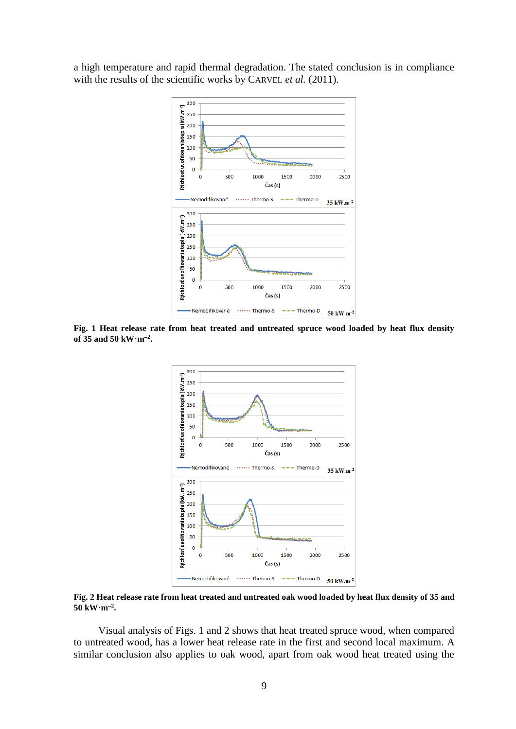a high temperature and rapid thermal degradation. The stated conclusion is in compliance with the results of the scientific works by CARVEL *et al.* (2011).

**Fig. 1 Heat release rate from heat treated and untreated spruce wood loaded by heat flux density of 35 and 50 kW·m$^{-2}$.**

**Fig. 2 Heat release rate from heat treated and untreated oak wood loaded by heat flux density of 35 and 50 kW·m$^{-2}$.**

Visual analysis of Figs. 1 and 2 shows that heat treated spruce wood, when compared to untreated wood, has a lower heat release rate in the first and second local maximum. A similar conclusion also applies to oak wood, apart from oak wood heat treated using the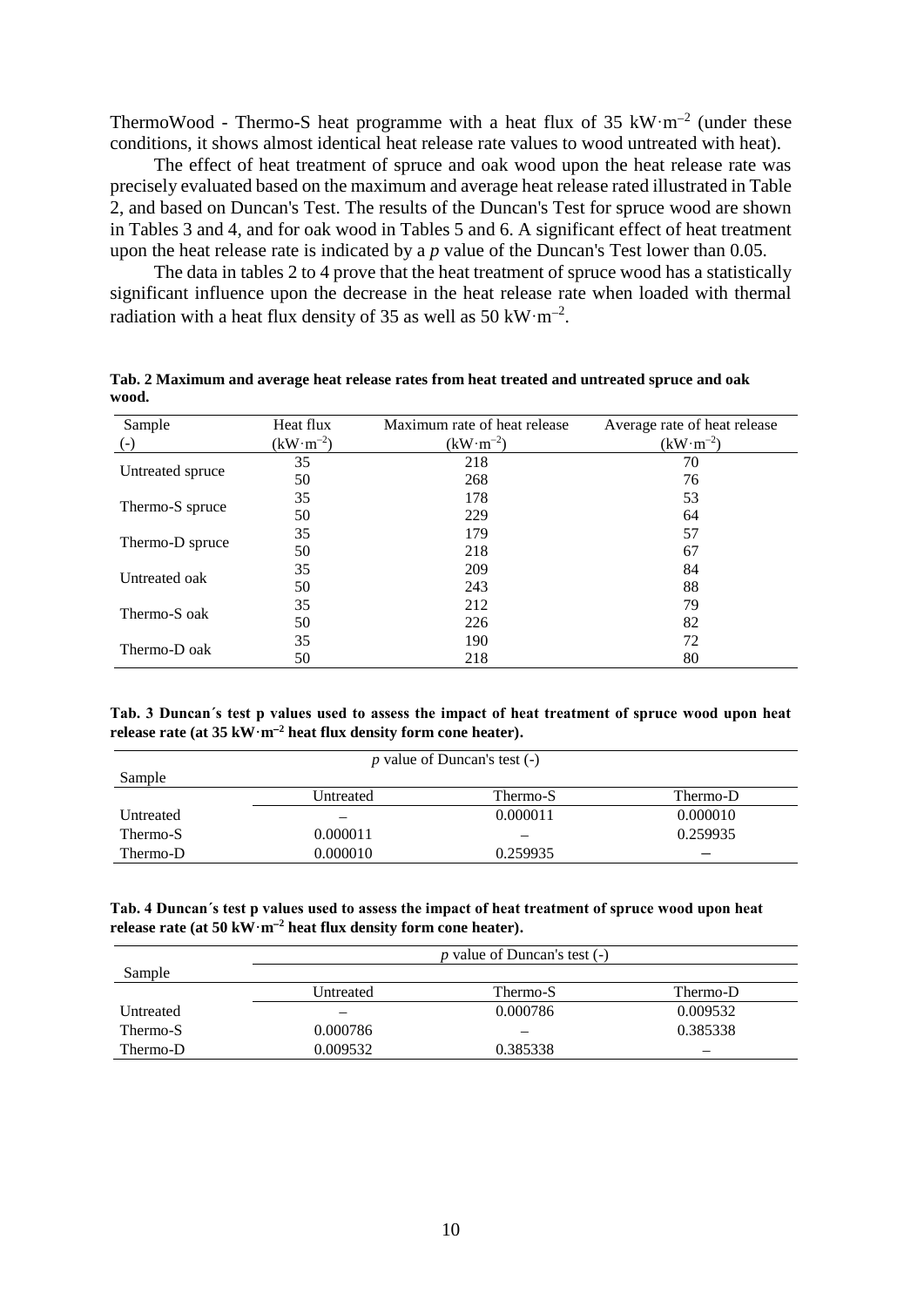ThermoWood - Thermo-S heat programme with a heat flux of 35 $kW \cdot m^{-2}$ (under these conditions, it shows almost identical heat release rate values to wood untreated with heat).

The effect of heat treatment of spruce and oak wood upon the heat release rate was precisely evaluated based on the maximum and average heat release rated illustrated in Table 2, and based on Duncan's Test. The results of the Duncan's Test for spruce wood are shown in Tables 3 and 4, and for oak wood in Tables 5 and 6. A significant effect of heat treatment upon the heat release rate is indicated by a *p* value of the Duncan's Test lower than 0.05.

The data in tables 2 to 4 prove that the heat treatment of spruce wood has a statistically significant influence upon the decrease in the heat release rate when loaded with thermal radiation with a heat flux density of 35 as well as 50 $kW \cdot m^{-2}$.

**Tab. 2 Maximum and average heat release rates from heat treated and untreated spruce and oak wood.**

| Sample (-) | Heat flux ($kW \cdot m^{-2}$) | Maximum rate of heat release ($kW \cdot m^{-2}$) | Average rate of heat release ($kW \cdot m^{-2}$) |
|---|---|---|---|
| Untreated spruce | 35 | 218 | 70 |
| | 50 | 268 | 76 |
| Thermo-S spruce | 35 | 178 | 53 |
| | 50 | 229 | 64 |
| Thermo-D spruce | 35 | 179 | 57 |
| | 50 | 218 | 67 |
| Untreated oak | 35 | 209 | 84 |
| | 50 | 243 | 88 |
| Thermo-S oak | 35 | 212 | 79 |
| | 50 | 226 | 82 |
| Thermo-D oak | 35 | 190 | 72 |
| | 50 | 218 | 80 |

**Tab. 3 Duncan´s test p values used to assess the impact of heat treatment of spruce wood upon heat release rate (at 35 $kW \cdot m^{-2}$ heat flux density form cone heater).**

| Sample | *p* value of Duncan's test (-) | | |
|---|---|---|---|
| | Untreated | Thermo-S | Thermo-D |
| Untreated | – | 0.000011 | 0.000010 |
| Thermo-S | 0.000011 | – | 0.259935 |
| Thermo-D | 0.000010 | 0.259935 | – |

**Tab. 4 Duncan´s test p values used to assess the impact of heat treatment of spruce wood upon heat release rate (at 50 $kW \cdot m^{-2}$ heat flux density form cone heater).**

| Sample | *p* value of Duncan's test (-) | | |
|---|---|---|---|
| | Untreated | Thermo-S | Thermo-D |
| Untreated | – | 0.000786 | 0.009532 |
| Thermo-S | 0.000786 | – | 0.385338 |
| Thermo-D | 0.009532 | 0.385338 | – |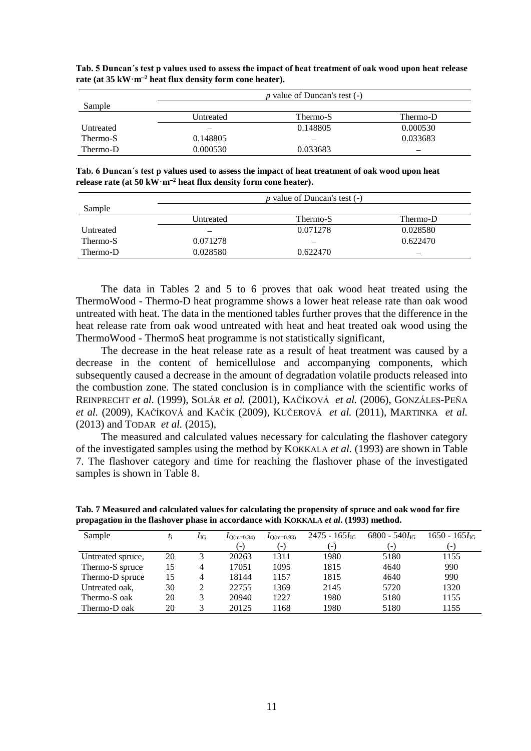**Tab. 5 Duncan´s test p values used to assess the impact of heat treatment of oak wood upon heat release rate (at 35 kW·m$^{-2}$ heat flux density form cone heater).**

| Sample | *p* value of Duncan's test (-) | | |
|---|---|---|---|
| | Untreated | Thermo-S | Thermo-D |
| Untreated | – | 0.148805 | 0.000530 |
| Thermo-S | 0.148805 | – | 0.033683 |
| Thermo-D | 0.000530 | 0.033683 | – |

**Tab. 6 Duncan´s test p values used to assess the impact of heat treatment of oak wood upon heat release rate (at 50 kW·m$^{-2}$ heat flux density form cone heater).**

| Sample | *p* value of Duncan's test (-) | | |
|---|---|---|---|
| | Untreated | Thermo-S | Thermo-D |
| Untreated | – | 0.071278 | 0.028580 |
| Thermo-S | 0.071278 | – | 0.622470 |
| Thermo-D | 0.028580 | 0.622470 | – |

The data in Tables 2 and 5 to 6 proves that oak wood heat treated using the ThermoWood - Thermo-D heat programme shows a lower heat release rate than oak wood untreated with heat. The data in the mentioned tables further proves that the difference in the heat release rate from oak wood untreated with heat and heat treated oak wood using the ThermoWood - ThermoS heat programme is not statistically significant,

The decrease in the heat release rate as a result of heat treatment was caused by a decrease in the content of hemicellulose and accompanying components, which subsequently caused a decrease in the amount of degradation volatile products released into the combustion zone. The stated conclusion is in compliance with the scientific works of REINPRECHT *et al.* (1999), SOLÁR *et al.* (2001), KAČÍKOVÁ *et al.* (2006), GONZÁLES-PEÑA *et al.* (2009), KAČÍKOVÁ and KAČÍK (2009), KUČEROVÁ *et al.* (2011), MARTINKA *et al.* (2013) and TODAR *et al.* (2015),

The measured and calculated values necessary for calculating the flashover category of the investigated samples using the method by KOKKALA *et al.* (1993) are shown in Table 7. The flashover category and time for reaching the flashover phase of the investigated samples is shown in Table 8.

**Tab. 7 Measured and calculated values for calculating the propensity of spruce and oak wood for fire propagation in the flashover phase in accordance with KOKKALA *et al*. (1993) method.**

| Sample | $t_i$ | $I_{IG}$ | $I_{Q(m=0.34)}$ (-) | $I_{Q(m=0.93)}$ (-) | $2475 - 165I_{IG}$ (-) | $6800 - 540I_{IG}$ (-) | $1650 - 165I_{IG}$ (-) |
|---|---|---|---|---|---|---|---|
| Untreated spruce, | 20 | 3 | 20263 | 1311 | 1980 | 5180 | 1155 |
| Thermo-S spruce | 15 | 4 | 17051 | 1095 | 1815 | 4640 | 990 |
| Thermo-D spruce | 15 | 4 | 18144 | 1157 | 1815 | 4640 | 990 |
| Untreated oak, | 30 | 2 | 22755 | 1369 | 2145 | 5720 | 1320 |
| Thermo-S oak | 20 | 3 | 20940 | 1227 | 1980 | 5180 | 1155 |
| Thermo-D oak | 20 | 3 | 20125 | 1168 | 1980 | 5180 | 1155 |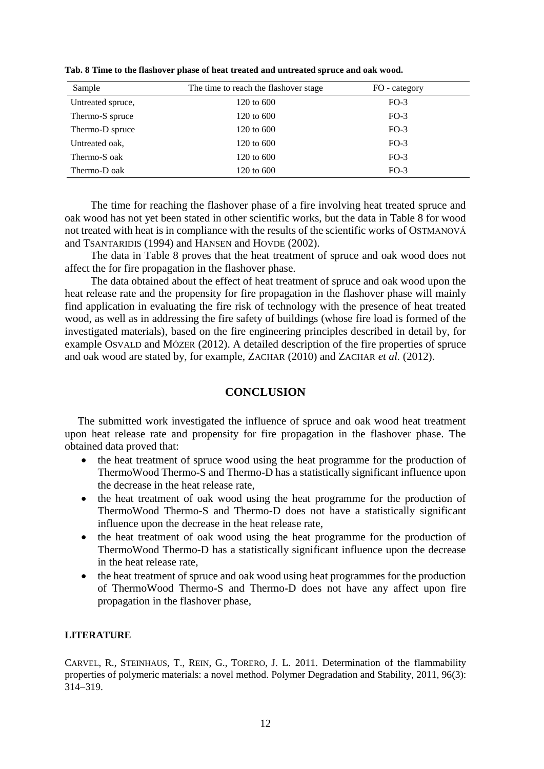**Tab. 8 Time to the flashover phase of heat treated and untreated spruce and oak wood.**

| Sample | The time to reach the flashover stage | FO - category |
|---|---|---|
| Untreated spruce, | 120 to 600 | FO-3 |
| Thermo-S spruce | 120 to 600 | FO-3 |
| Thermo-D spruce | 120 to 600 | FO-3 |
| Untreated oak, | 120 to 600 | FO-3 |
| Thermo-S oak | 120 to 600 | FO-3 |
| Thermo-D oak | 120 to 600 | FO-3 |

The time for reaching the flashover phase of a fire involving heat treated spruce and oak wood has not yet been stated in other scientific works, but the data in Table 8 for wood not treated with heat is in compliance with the results of the scientific works of OSTMANOVÁ and TSANTARIDIS (1994) and HANSEN and HOVDE (2002).

The data in Table 8 proves that the heat treatment of spruce and oak wood does not affect the for fire propagation in the flashover phase.

The data obtained about the effect of heat treatment of spruce and oak wood upon the heat release rate and the propensity for fire propagation in the flashover phase will mainly find application in evaluating the fire risk of technology with the presence of heat treated wood, as well as in addressing the fire safety of buildings (whose fire load is formed of the investigated materials), based on the fire engineering principles described in detail by, for example OSVALD and MÓZER (2012). A detailed description of the fire properties of spruce and oak wood are stated by, for example, ZACHAR (2010) and ZACHAR *et al.* (2012).

## CONCLUSION

The submitted work investigated the influence of spruce and oak wood heat treatment upon heat release rate and propensity for fire propagation in the flashover phase. The obtained data proved that:

- the heat treatment of spruce wood using the heat programme for the production of ThermoWood Thermo-S and Thermo-D has a statistically significant influence upon the decrease in the heat release rate,
- the heat treatment of oak wood using the heat programme for the production of ThermoWood Thermo-S and Thermo-D does not have a statistically significant influence upon the decrease in the heat release rate,
- the heat treatment of oak wood using the heat programme for the production of ThermoWood Thermo-D has a statistically significant influence upon the decrease in the heat release rate,
- the heat treatment of spruce and oak wood using heat programmes for the production of ThermoWood Thermo-S and Thermo-D does not have any affect upon fire propagation in the flashover phase,

### LITERATURE

CARVEL, R., STEINHAUS, T., REIN, G., TORERO, J. L. 2011. Determination of the flammability properties of polymeric materials: a novel method. Polymer Degradation and Stability, 2011, 96(3): 314–319.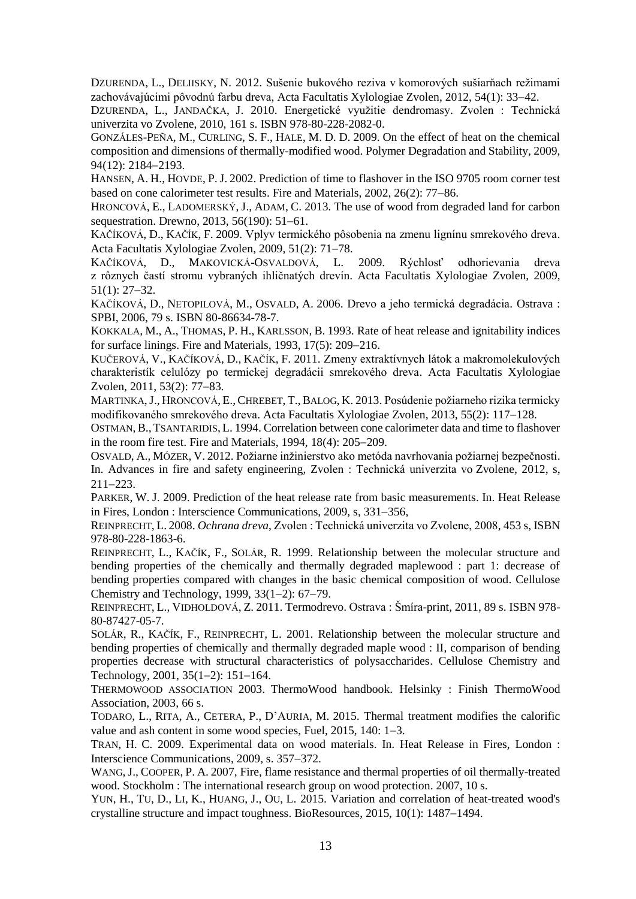DZURENDA, L., DELIISKY, N. 2012. Sušenie bukového reziva v komorových sušiarňach režimami zachovávajúcimi pôvodnú farbu dreva, Acta Facultatis Xylologiae Zvolen, 2012, 54(1): 33–42.

DZURENDA, L., JANDAČKA, J. 2010. Energetické využitie dendromasy. Zvolen : Technická univerzita vo Zvolene, 2010, 161 s. ISBN 978-80-228-2082-0.

GONZÁLES-PEÑA, M., CURLING, S. F., HALE, M. D. D. 2009. On the effect of heat on the chemical composition and dimensions of thermally-modified wood. Polymer Degradation and Stability, 2009, 94(12): 2184–2193.

HANSEN, A. H., HOVDE, P. J. 2002. Prediction of time to flashover in the ISO 9705 room corner test based on cone calorimeter test results. Fire and Materials, 2002, 26(2): 77–86.

HRONCOVÁ, E., LADOMERSKÝ, J., ADAM, C. 2013. The use of wood from degraded land for carbon sequestration. Drewno, 2013, 56(190): 51–61.

KAČÍKOVÁ, D., KAČÍK, F. 2009. Vplyv termického pôsobenia na zmenu lignínu smrekového dreva. Acta Facultatis Xylologiae Zvolen, 2009, 51(2): 71–78.

KAČÍKOVÁ, D., MAKOVICKÁ-OSVALDOVÁ, L. 2009. Rýchlosť odhorievania dreva z rôznych častí stromu vybraných ihličnatých drevín. Acta Facultatis Xylologiae Zvolen, 2009, 51(1): 27–32.

KAČÍKOVÁ, D., NETOPILOVÁ, M., OSVALD, A. 2006. Drevo a jeho termická degradácia. Ostrava : SPBI, 2006, 79 s. ISBN 80-86634-78-7.

KOKKALA, M., A., THOMAS, P. H., KARLSSON, B. 1993. Rate of heat release and ignitability indices for surface linings. Fire and Materials, 1993, 17(5): 209–216.

KUČEROVÁ, V., KAČÍKOVÁ, D., KAČÍK, F. 2011. Zmeny extraktívnych látok a makromolekulových charakteristík celulózy po termickej degradácii smrekového dreva. Acta Facultatis Xylologiae Zvolen, 2011, 53(2): 77–83.

MARTINKA, J., HRONCOVÁ, E., CHREBET, T., BALOG, K. 2013. Posúdenie požiarneho rizika termicky modifikovaného smrekového dreva. Acta Facultatis Xylologiae Zvolen, 2013, 55(2): 117–128.

OSTMAN, B., TSANTARIDIS, L. 1994. Correlation between cone calorimeter data and time to flashover in the room fire test. Fire and Materials, 1994, 18(4): 205–209.

OSVALD, A., MÓZER, V. 2012. Požiarne inžinierstvo ako metóda navrhovania požiarnej bezpečnosti. In. Advances in fire and safety engineering, Zvolen : Technická univerzita vo Zvolene, 2012, s, 211–223.

PARKER, W. J. 2009. Prediction of the heat release rate from basic measurements. In. Heat Release in Fires, London : Interscience Communications, 2009, s, 331–356,

REINPRECHT, L. 2008. *Ochrana dreva*, Zvolen : Technická univerzita vo Zvolene, 2008, 453 s, ISBN 978-80-228-1863-6.

REINPRECHT, L., KAČÍK, F., SOLÁR, R. 1999. Relationship between the molecular structure and bending properties of the chemically and thermally degraded maplewood : part 1: decrease of bending properties compared with changes in the basic chemical composition of wood. Cellulose Chemistry and Technology, 1999, 33(1–2): 67–79.

REINPRECHT, L., VIDHOLDOVÁ, Z. 2011. Termodrevo. Ostrava : Šmíra-print, 2011, 89 s. ISBN 978-80-87427-05-7.

SOLÁR, R., KAČÍK, F., REINPRECHT, L. 2001. Relationship between the molecular structure and bending properties of chemically and thermally degraded maple wood : II, comparison of bending properties decrease with structural characteristics of polysaccharides. Cellulose Chemistry and Technology, 2001, 35(1–2): 151–164.

THERMOWOOD ASSOCIATION 2003. ThermoWood handbook. Helsinky : Finish ThermoWood Association, 2003, 66 s.

TODARO, L., RITA, A., CETERA, P., D'AURIA, M. 2015. Thermal treatment modifies the calorific value and ash content in some wood species, Fuel, 2015, 140: 1–3.

TRAN, H. C. 2009. Experimental data on wood materials. In. Heat Release in Fires, London : Interscience Communications, 2009, s. 357–372.

WANG, J., COOPER, P. A. 2007, Fire, flame resistance and thermal properties of oil thermally-treated wood. Stockholm : The international research group on wood protection. 2007, 10 s.

YUN, H., TU, D., LI, K., HUANG, J., OU, L. 2015. Variation and correlation of heat-treated wood's crystalline structure and impact toughness. BioResources, 2015, 10(1): 1487–1494.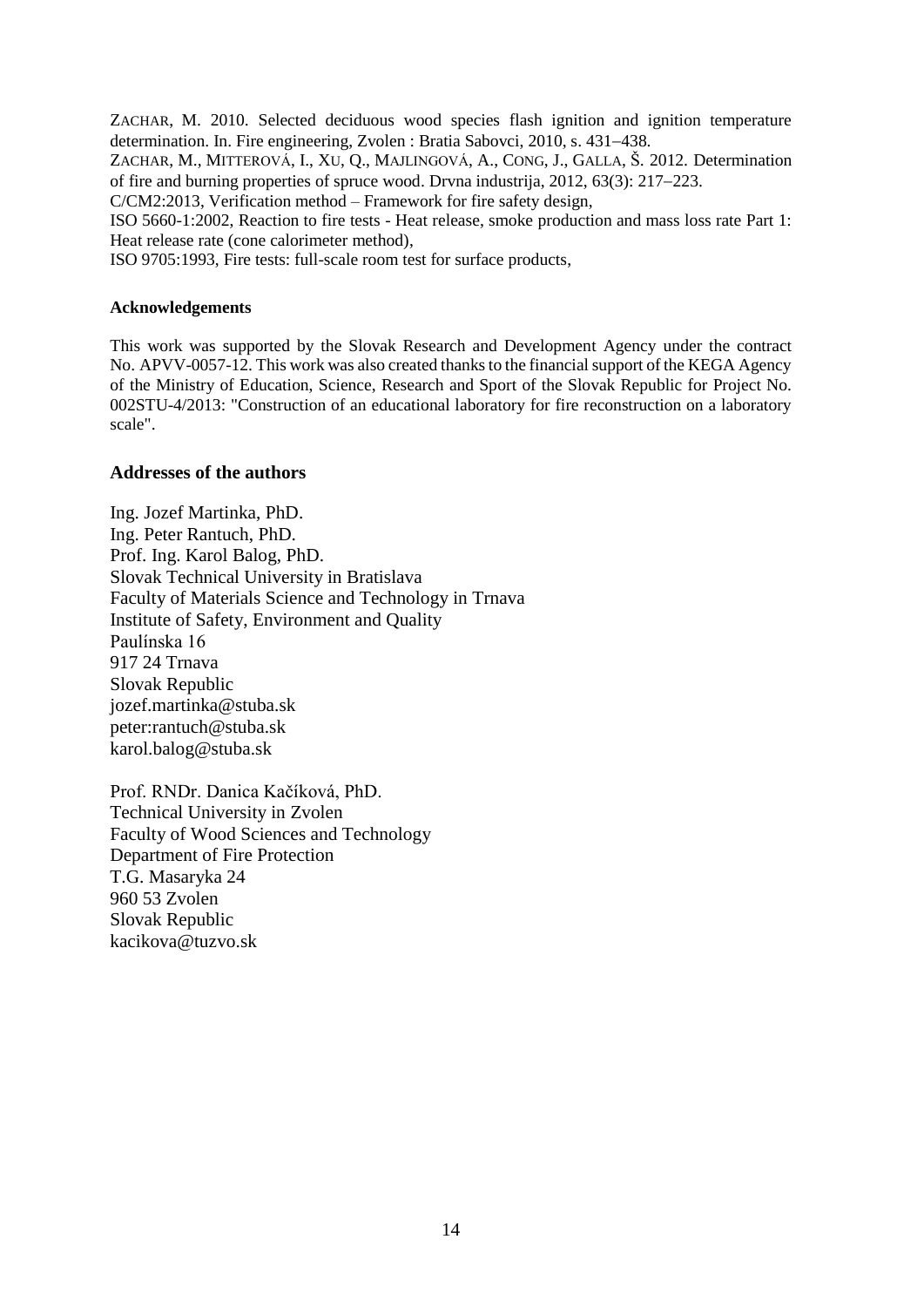ZACHAR, M. 2010. Selected deciduous wood species flash ignition and ignition temperature determination. In. Fire engineering, Zvolen : Bratia Sabovci, 2010, s. 431–438.

ZACHAR, M., MITTEROVÁ, I., XU, Q., MAJLINGOVÁ, A., CONG, J., GALLA, Š. 2012. Determination of fire and burning properties of spruce wood. Drvna industrija, 2012, 63(3): 217–223.

C/CM2:2013, Verification method – Framework for fire safety design,

ISO 5660-1:2002, Reaction to fire tests - Heat release, smoke production and mass loss rate Part 1: Heat release rate (cone calorimeter method),

ISO 9705:1993, Fire tests: full-scale room test for surface products,

**Acknowledgements**

This work was supported by the Slovak Research and Development Agency under the contract No. APVV-0057-12. This work was also created thanks to the financial support of the KEGA Agency of the Ministry of Education, Science, Research and Sport of the Slovak Republic for Project No. 002STU-4/2013: "Construction of an educational laboratory for fire reconstruction on a laboratory scale".

## Addresses of the authors

Ing. Jozef Martinka, PhD.
Ing. Peter Rantuch, PhD.
Prof. Ing. Karol Balog, PhD.
Slovak Technical University in Bratislava
Faculty of Materials Science and Technology in Trnava
Institute of Safety, Environment and Quality
Paulínska 16
917 24 Trnava
Slovak Republic
jozef.martinka@stuba.sk
peter:rantuch@stuba.sk
karol.balog@stuba.sk

Prof. RNDr. Danica Kačíková, PhD.
Technical University in Zvolen
Faculty of Wood Sciences and Technology
Department of Fire Protection
T.G. Masaryka 24
960 53 Zvolen
Slovak Republic
kacikova@tuzvo.sk